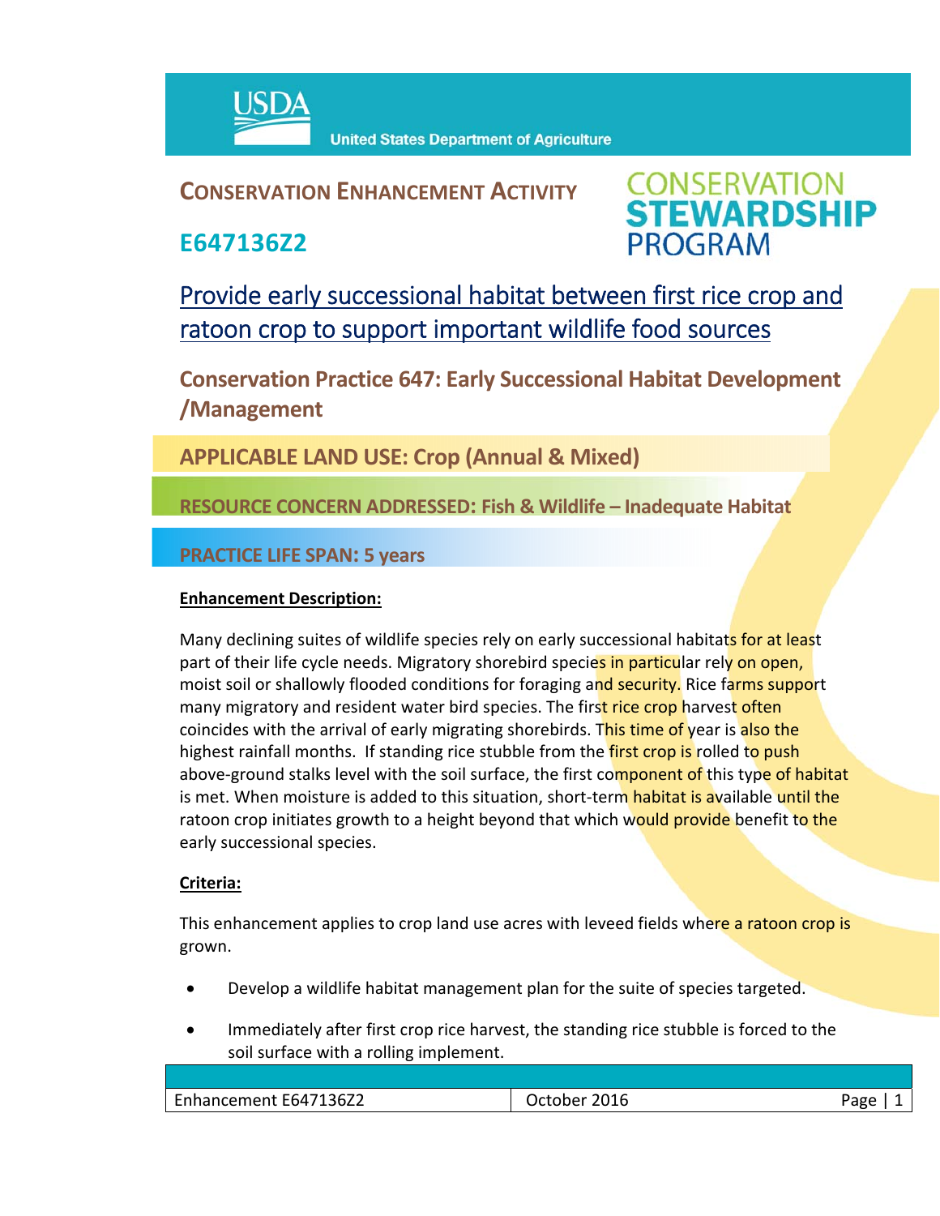United States Department of Agriculture

# CONSERVATION ENHANCEMENT ACTIVITY

# E647136Z2

CONSERVATION STEWARDSHIP PROGRAM

## Provide early successional habitat between first rice crop and ratoon crop to support important wildlife food sources

### Conservation Practice 647: Early Successional Habitat Development /Management

**APPLICABLE LAND USE: Crop (Annual & Mixed)**

**RESOURCE CONCERN ADDRESSED: Fish & Wildlife – Inadequate Habitat**

**PRACTICE LIFE SPAN: 5 years**

**Enhancement Description:**

Many declining suites of wildlife species rely on early successional habitats for at least part of their life cycle needs. Migratory shorebird species in particular rely on open, moist soil or shallowly flooded conditions for foraging and security. Rice farms support many migratory and resident water bird species. The first rice crop harvest often coincides with the arrival of early migrating shorebirds. This time of year is also the highest rainfall months. If standing rice stubble from the first crop is rolled to push above-ground stalks level with the soil surface, the first component of this type of habitat is met. When moisture is added to this situation, short-term habitat is available until the ratoon crop initiates growth to a height beyond that which would provide benefit to the early successional species.

**Criteria:**

This enhancement applies to crop land use acres with leveed fields where a ratoon crop is grown.

- Develop a wildlife habitat management plan for the suite of species targeted.
- Immediately after first crop rice harvest, the standing rice stubble is forced to the soil surface with a rolling implement.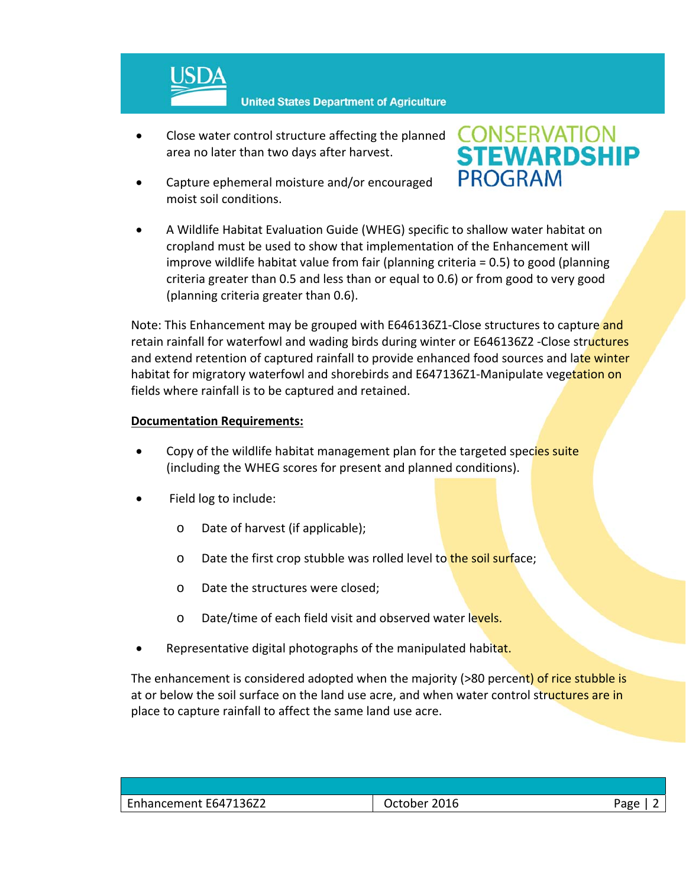- Close water control structure affecting the planned area no later than two days after harvest.

- Capture ephemeral moisture and/or encouraged moist soil conditions.

- A Wildlife Habitat Evaluation Guide (WHEG) specific to shallow water habitat on cropland must be used to show that implementation of the Enhancement will improve wildlife habitat value from fair (planning criteria = 0.5) to good (planning criteria greater than 0.5 and less than or equal to 0.6) or from good to very good (planning criteria greater than 0.6).

Note: This Enhancement may be grouped with E646136Z1-Close structures to capture and retain rainfall for waterfowl and wading birds during winter or E646136Z2 -Close structures and extend retention of captured rainfall to provide enhanced food sources and late winter habitat for migratory waterfowl and shorebirds and E647136Z1-Manipulate vegetation on fields where rainfall is to be captured and retained.

**Documentation Requirements:**

- Copy of the wildlife habitat management plan for the targeted species suite (including the WHEG scores for present and planned conditions).

- Field log to include:
    - Date of harvest (if applicable);
    - Date the first crop stubble was rolled level to the soil surface;
    - Date the structures were closed;
    - Date/time of each field visit and observed water levels.

- Representative digital photographs of the manipulated habitat.

The enhancement is considered adopted when the majority (>80 percent) of rice stubble is at or below the soil surface on the land use acre, and when water control structures are in place to capture rainfall to affect the same land use acre.